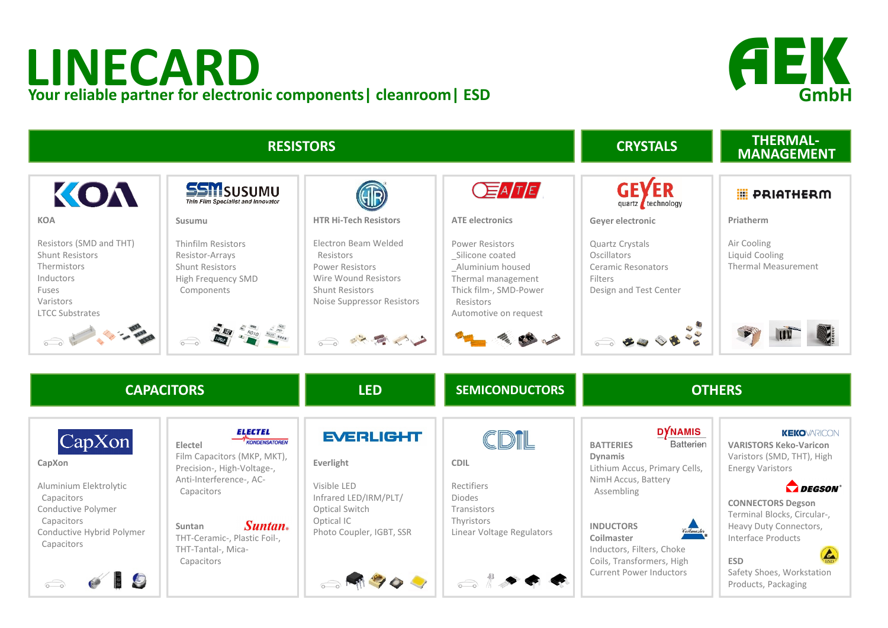# LINECARD

**Your reliable partner for electronic components| cleanroom| ESD**

**AEK GmbH**

## RESISTORS

### KOA

Resistors (SMD and THT)
Shunt Resistors
Thermistors
Inductors
Fuses
Varistors
LTCC Substrates

### Susumu

Thinfilm Resistors
Resistor-Arrays
Shunt Resistors
High Frequency SMD Components

### HTR Hi-Tech Resistors

Electron Beam Welded Resistors
Power Resistors
Wire Wound Resistors
Shunt Resistors
Noise Suppressor Resistors

### ATE electronics

Power Resistors
_Silicone coated
_Aluminium housed
Thermal management
Thick film-, SMD-Power Resistors
Automotive on request

## CRYSTALS

### Geyer electronic

Quartz Crystals
Oscillators
Ceramic Resonators
Filters
Design and Test Center

## THERMAL-MANAGEMENT

### Priatherm

Air Cooling
Liquid Cooling
Thermal Measurement

## CAPACITORS

### CapXon

Aluminium Elektrolytic Capacitors
Conductive Polymer Capacitors
Conductive Hybrid Polymer Capacitors

### Electel

Film Capacitors (MKP, MKT), Precision-, High-Voltage-, Anti-Interference-, AC-Capacitors

### Suntan

THT-Ceramic-, Plastic Foil-, THT-Tantal-, Mica-Capacitors

## LED

### Everlight

Visible LED
Infrared LED/IRM/PLT/
Optical Switch
Optical IC
Photo Coupler, IGBT, SSR

## SEMICONDUCTORS

### CDIL

Rectifiers
Diodes
Transistors
Thyristors
Linear Voltage Regulators

## OTHERS

### BATTERIES Dynamis

Lithium Accus, Primary Cells, NimH Accus, Battery Assembling

### INDUCTORS Coilmaster

Inductors, Filters, Choke Coils, Transformers, High Current Power Inductors

### VARISTORS Keko-Varicon

Varistors (SMD, THT), High Energy Varistors

### CONNECTORS Degson

Terminal Blocks, Circular-, Heavy Duty Connectors, Interface Products

### ESD

Safety Shoes, Workstation Products, Packaging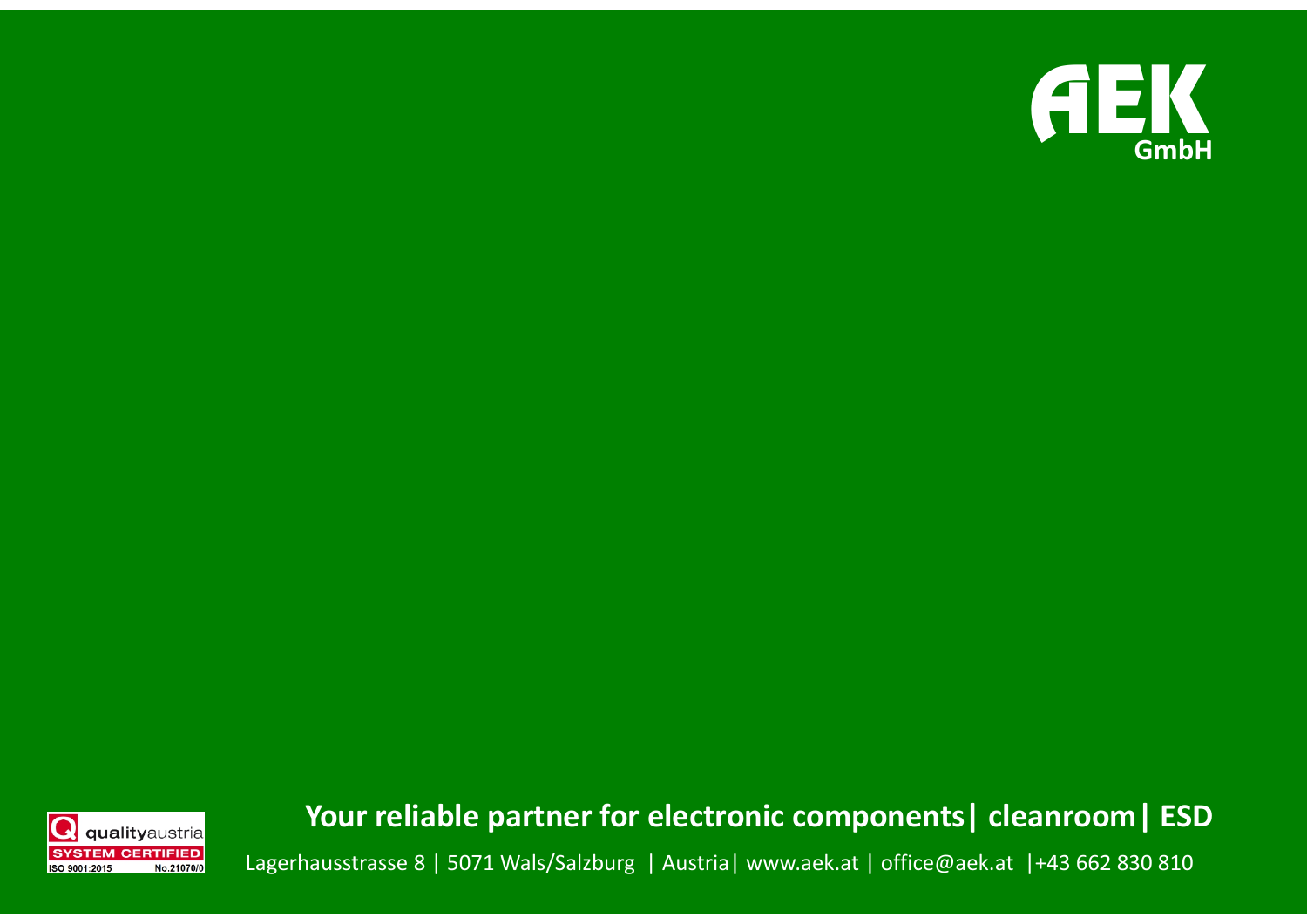AEK GmbH

qualityaustria SYSTEM CERTIFIED ISO 9001:2015 No.21070/0

**Your reliable partner for electronic components| cleanroom| ESD**

Lagerhausstrasse 8 | 5071 Wals/Salzburg | Austria| www.aek.at | office@aek.at |+43 662 830 810